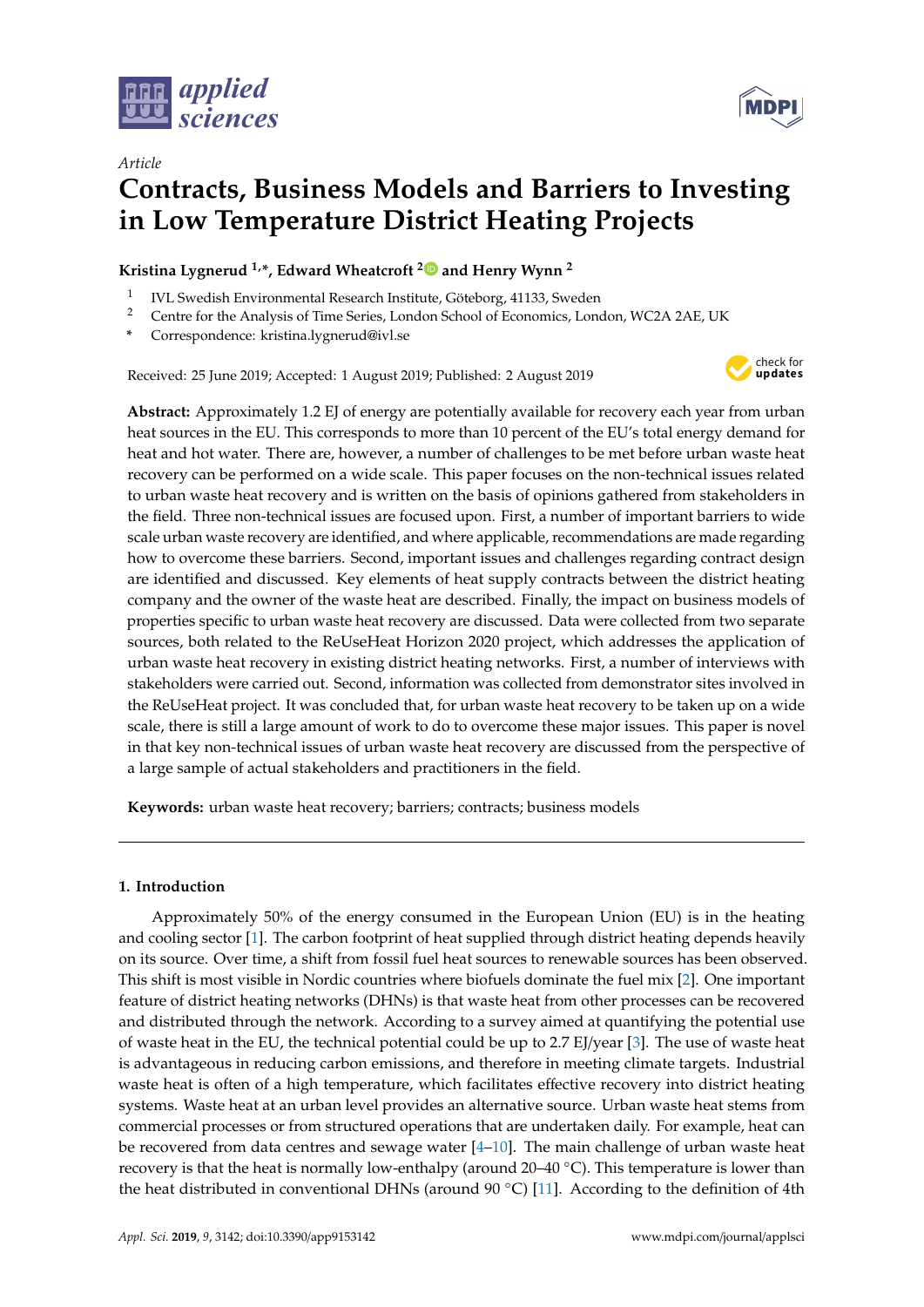*Article*

# Contracts, Business Models and Barriers to Investing in Low Temperature District Heating Projects

**Kristina Lygnerud [1,*], Edward Wheatcroft [2] and Henry Wynn [2]**

[1] IVL Swedish Environmental Research Institute, Göteborg, 41133, Sweden
[2] Centre for the Analysis of Time Series, London School of Economics, London, WC2A 2AE, UK
\* Correspondence: kristina.lygnerud@ivl.se

Received: 25 June 2019; Accepted: 1 August 2019; Published: 2 August 2019

**Abstract:** Approximately 1.2 EJ of energy are potentially available for recovery each year from urban heat sources in the EU. This corresponds to more than 10 percent of the EU's total energy demand for heat and hot water. There are, however, a number of challenges to be met before urban waste heat recovery can be performed on a wide scale. This paper focuses on the non-technical issues related to urban waste heat recovery and is written on the basis of opinions gathered from stakeholders in the field. Three non-technical issues are focused upon. First, a number of important barriers to wide scale urban waste recovery are identified, and where applicable, recommendations are made regarding how to overcome these barriers. Second, important issues and challenges regarding contract design are identified and discussed. Key elements of heat supply contracts between the district heating company and the owner of the waste heat are described. Finally, the impact on business models of properties specific to urban waste heat recovery are discussed. Data were collected from two separate sources, both related to the ReUseHeat Horizon 2020 project, which addresses the application of urban waste heat recovery in existing district heating networks. First, a number of interviews with stakeholders were carried out. Second, information was collected from demonstrator sites involved in the ReUseHeat project. It was concluded that, for urban waste heat recovery to be taken up on a wide scale, there is still a large amount of work to do to overcome these major issues. This paper is novel in that key non-technical issues of urban waste heat recovery are discussed from the perspective of a large sample of actual stakeholders and practitioners in the field.

**Keywords:** urban waste heat recovery; barriers; contracts; business models

## 1. Introduction

Approximately 50% of the energy consumed in the European Union (EU) is in the heating and cooling sector [1]. The carbon footprint of heat supplied through district heating depends heavily on its source. Over time, a shift from fossil fuel heat sources to renewable sources has been observed. This shift is most visible in Nordic countries where biofuels dominate the fuel mix [2]. One important feature of district heating networks (DHNs) is that waste heat from other processes can be recovered and distributed through the network. According to a survey aimed at quantifying the potential use of waste heat in the EU, the technical potential could be up to 2.7 EJ/year [3]. The use of waste heat is advantageous in reducing carbon emissions, and therefore in meeting climate targets. Industrial waste heat is often of a high temperature, which facilitates effective recovery into district heating systems. Waste heat at an urban level provides an alternative source. Urban waste heat stems from commercial processes or from structured operations that are undertaken daily. For example, heat can be recovered from data centres and sewage water [4–10]. The main challenge of urban waste heat recovery is that the heat is normally low-enthalpy (around 20–40 °C). This temperature is lower than the heat distributed in conventional DHNs (around 90 °C) [11]. According to the definition of 4th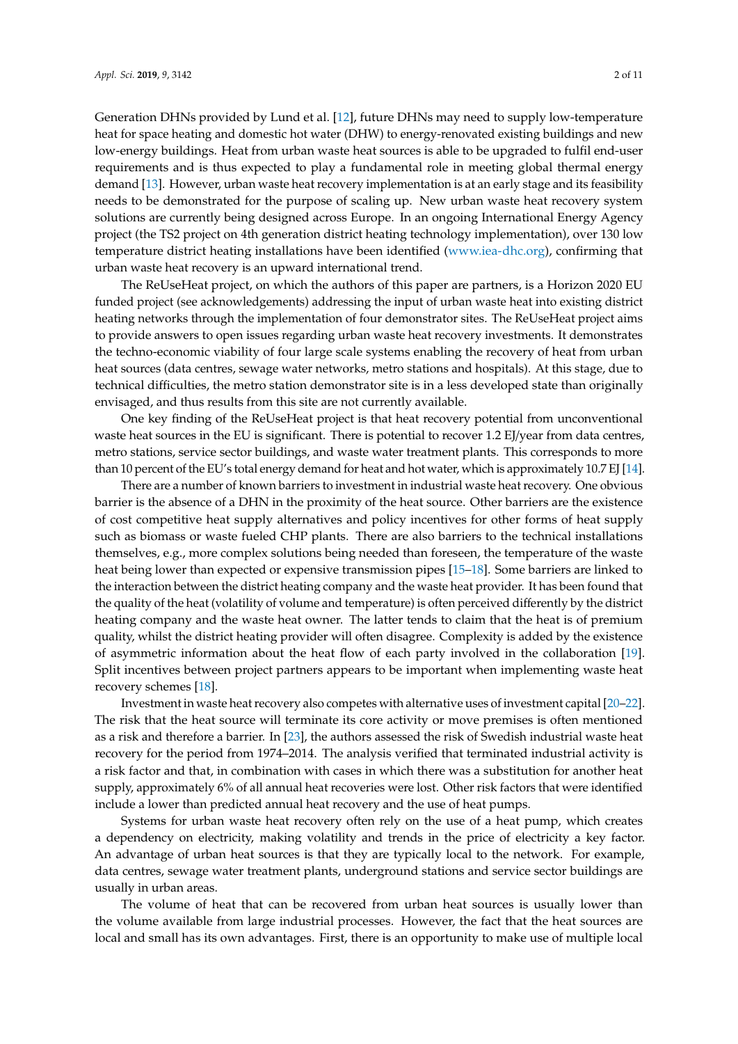Generation DHNs provided by Lund et al. [12], future DHNs may need to supply low-temperature heat for space heating and domestic hot water (DHW) to energy-renovated existing buildings and new low-energy buildings. Heat from urban waste heat sources is able to be upgraded to fulfil end-user requirements and is thus expected to play a fundamental role in meeting global thermal energy demand [13]. However, urban waste heat recovery implementation is at an early stage and its feasibility needs to be demonstrated for the purpose of scaling up. New urban waste heat recovery system solutions are currently being designed across Europe. In an ongoing International Energy Agency project (the TS2 project on 4th generation district heating technology implementation), over 130 low temperature district heating installations have been identified (www.iea-dhc.org), confirming that urban waste heat recovery is an upward international trend.

The ReUseHeat project, on which the authors of this paper are partners, is a Horizon 2020 EU funded project (see acknowledgements) addressing the input of urban waste heat into existing district heating networks through the implementation of four demonstrator sites. The ReUseHeat project aims to provide answers to open issues regarding urban waste heat recovery investments. It demonstrates the techno-economic viability of four large scale systems enabling the recovery of heat from urban heat sources (data centres, sewage water networks, metro stations and hospitals). At this stage, due to technical difficulties, the metro station demonstrator site is in a less developed state than originally envisaged, and thus results from this site are not currently available.

One key finding of the ReUseHeat project is that heat recovery potential from unconventional waste heat sources in the EU is significant. There is potential to recover 1.2 EJ/year from data centres, metro stations, service sector buildings, and waste water treatment plants. This corresponds to more than 10 percent of the EU's total energy demand for heat and hot water, which is approximately 10.7 EJ [14].

There are a number of known barriers to investment in industrial waste heat recovery. One obvious barrier is the absence of a DHN in the proximity of the heat source. Other barriers are the existence of cost competitive heat supply alternatives and policy incentives for other forms of heat supply such as biomass or waste fueled CHP plants. There are also barriers to the technical installations themselves, e.g., more complex solutions being needed than foreseen, the temperature of the waste heat being lower than expected or expensive transmission pipes [15–18]. Some barriers are linked to the interaction between the district heating company and the waste heat provider. It has been found that the quality of the heat (volatility of volume and temperature) is often perceived differently by the district heating company and the waste heat owner. The latter tends to claim that the heat is of premium quality, whilst the district heating provider will often disagree. Complexity is added by the existence of asymmetric information about the heat flow of each party involved in the collaboration [19]. Split incentives between project partners appears to be important when implementing waste heat recovery schemes [18].

Investment in waste heat recovery also competes with alternative uses of investment capital [20–22]. The risk that the heat source will terminate its core activity or move premises is often mentioned as a risk and therefore a barrier. In [23], the authors assessed the risk of Swedish industrial waste heat recovery for the period from 1974–2014. The analysis verified that terminated industrial activity is a risk factor and that, in combination with cases in which there was a substitution for another heat supply, approximately 6% of all annual heat recoveries were lost. Other risk factors that were identified include a lower than predicted annual heat recovery and the use of heat pumps.

Systems for urban waste heat recovery often rely on the use of a heat pump, which creates a dependency on electricity, making volatility and trends in the price of electricity a key factor. An advantage of urban heat sources is that they are typically local to the network. For example, data centres, sewage water treatment plants, underground stations and service sector buildings are usually in urban areas.

The volume of heat that can be recovered from urban heat sources is usually lower than the volume available from large industrial processes. However, the fact that the heat sources are local and small has its own advantages. First, there is an opportunity to make use of multiple local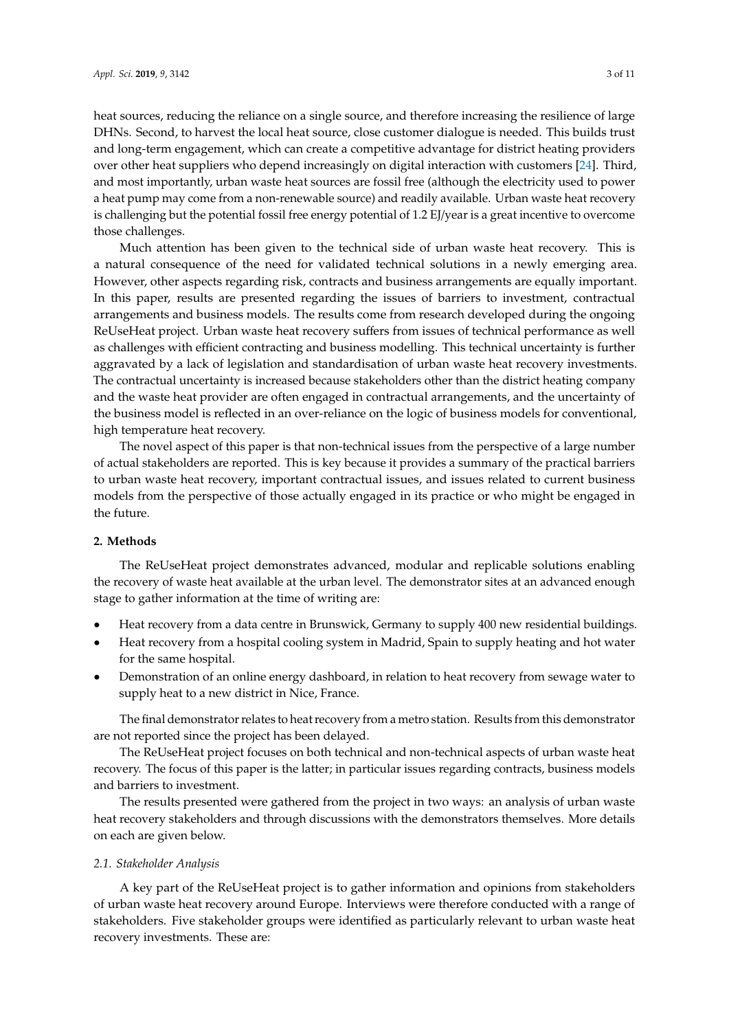heat sources, reducing the reliance on a single source, and therefore increasing the resilience of large DHNs. Second, to harvest the local heat source, close customer dialogue is needed. This builds trust and long-term engagement, which can create a competitive advantage for district heating providers over other heat suppliers who depend increasingly on digital interaction with customers [24]. Third, and most importantly, urban waste heat sources are fossil free (although the electricity used to power a heat pump may come from a non-renewable source) and readily available. Urban waste heat recovery is challenging but the potential fossil free energy potential of 1.2 EJ/year is a great incentive to overcome those challenges.

Much attention has been given to the technical side of urban waste heat recovery. This is a natural consequence of the need for validated technical solutions in a newly emerging area. However, other aspects regarding risk, contracts and business arrangements are equally important. In this paper, results are presented regarding the issues of barriers to investment, contractual arrangements and business models. The results come from research developed during the ongoing ReUseHeat project. Urban waste heat recovery suffers from issues of technical performance as well as challenges with efficient contracting and business modelling. This technical uncertainty is further aggravated by a lack of legislation and standardisation of urban waste heat recovery investments. The contractual uncertainty is increased because stakeholders other than the district heating company and the waste heat provider are often engaged in contractual arrangements, and the uncertainty of the business model is reflected in an over-reliance on the logic of business models for conventional, high temperature heat recovery.

The novel aspect of this paper is that non-technical issues from the perspective of a large number of actual stakeholders are reported. This is key because it provides a summary of the practical barriers to urban waste heat recovery, important contractual issues, and issues related to current business models from the perspective of those actually engaged in its practice or who might be engaged in the future.

## 2. Methods

The ReUseHeat project demonstrates advanced, modular and replicable solutions enabling the recovery of waste heat available at the urban level. The demonstrator sites at an advanced enough stage to gather information at the time of writing are:

- Heat recovery from a data centre in Brunswick, Germany to supply 400 new residential buildings.
- Heat recovery from a hospital cooling system in Madrid, Spain to supply heating and hot water for the same hospital.
- Demonstration of an online energy dashboard, in relation to heat recovery from sewage water to supply heat to a new district in Nice, France.

The final demonstrator relates to heat recovery from a metro station. Results from this demonstrator are not reported since the project has been delayed.

The ReUseHeat project focuses on both technical and non-technical aspects of urban waste heat recovery. The focus of this paper is the latter; in particular issues regarding contracts, business models and barriers to investment.

The results presented were gathered from the project in two ways: an analysis of urban waste heat recovery stakeholders and through discussions with the demonstrators themselves. More details on each are given below.

### 2.1. Stakeholder Analysis

A key part of the ReUseHeat project is to gather information and opinions from stakeholders of urban waste heat recovery around Europe. Interviews were therefore conducted with a range of stakeholders. Five stakeholder groups were identified as particularly relevant to urban waste heat recovery investments. These are: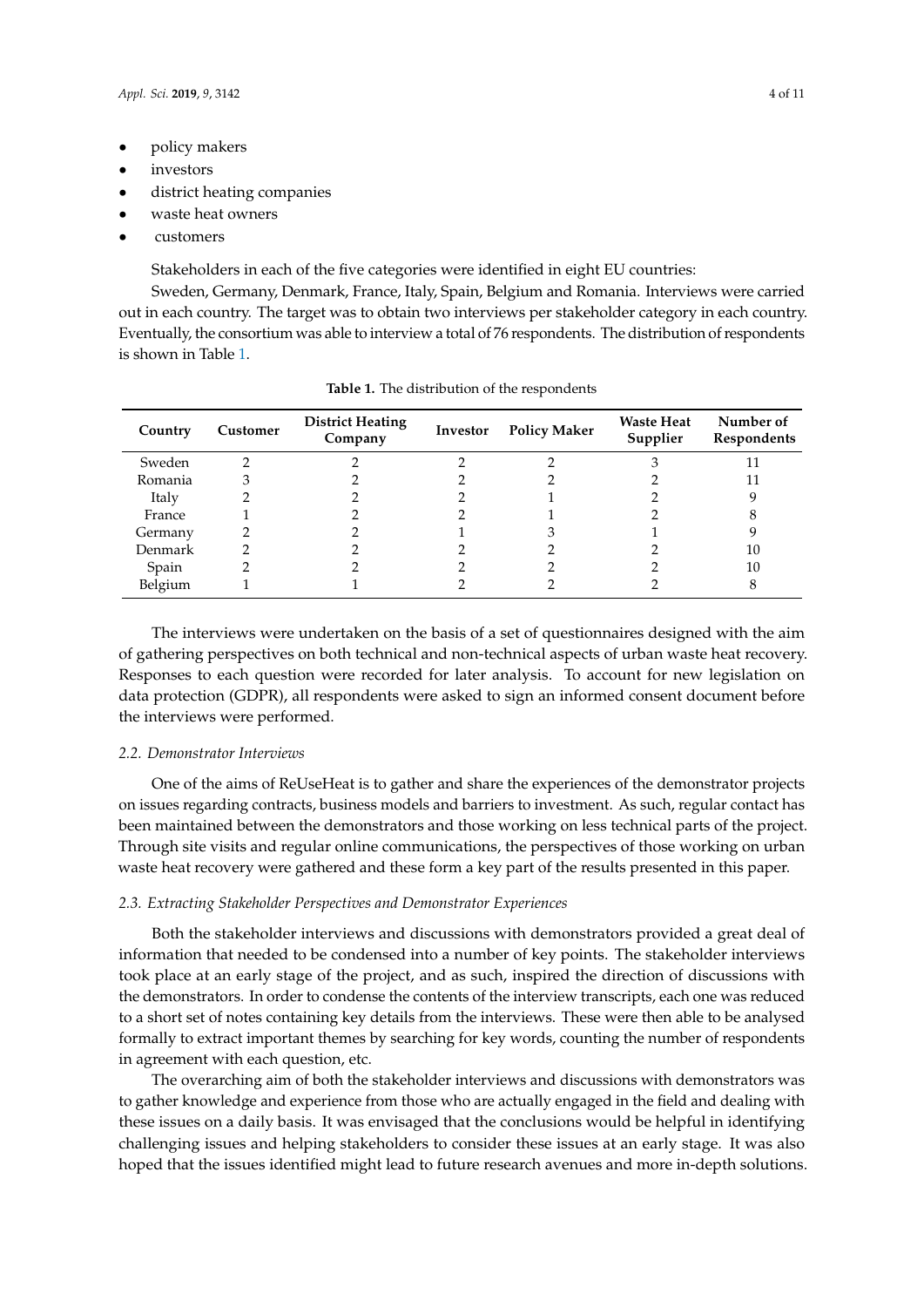- policy makers
- investors
- district heating companies
- waste heat owners
- customers

Stakeholders in each of the five categories were identified in eight EU countries:

Sweden, Germany, Denmark, France, Italy, Spain, Belgium and Romania. Interviews were carried out in each country. The target was to obtain two interviews per stakeholder category in each country. Eventually, the consortium was able to interview a total of 76 respondents. The distribution of respondents is shown in Table 1.

**Table 1.** The distribution of the respondents

| Country | Customer | District Heating Company | Investor | Policy Maker | Waste Heat Supplier | Number of Respondents |
|---|---|---|---|---|---|---|
| Sweden | 2 | 2 | 2 | 2 | 3 | 11 |
| Romania | 3 | 2 | 2 | 2 | 2 | 11 |
| Italy | 2 | 2 | 2 | 1 | 2 | 9 |
| France | 1 | 2 | 2 | 1 | 2 | 8 |
| Germany | 2 | 2 | 1 | 3 | 1 | 9 |
| Denmark | 2 | 2 | 2 | 2 | 2 | 10 |
| Spain | 2 | 2 | 2 | 2 | 2 | 10 |
| Belgium | 1 | 1 | 2 | 2 | 2 | 8 |

The interviews were undertaken on the basis of a set of questionnaires designed with the aim of gathering perspectives on both technical and non-technical aspects of urban waste heat recovery. Responses to each question were recorded for later analysis. To account for new legislation on data protection (GDPR), all respondents were asked to sign an informed consent document before the interviews were performed.

### *2.2. Demonstrator Interviews*

One of the aims of ReUseHeat is to gather and share the experiences of the demonstrator projects on issues regarding contracts, business models and barriers to investment. As such, regular contact has been maintained between the demonstrators and those working on less technical parts of the project. Through site visits and regular online communications, the perspectives of those working on urban waste heat recovery were gathered and these form a key part of the results presented in this paper.

### *2.3. Extracting Stakeholder Perspectives and Demonstrator Experiences*

Both the stakeholder interviews and discussions with demonstrators provided a great deal of information that needed to be condensed into a number of key points. The stakeholder interviews took place at an early stage of the project, and as such, inspired the direction of discussions with the demonstrators. In order to condense the contents of the interview transcripts, each one was reduced to a short set of notes containing key details from the interviews. These were then able to be analysed formally to extract important themes by searching for key words, counting the number of respondents in agreement with each question, etc.

The overarching aim of both the stakeholder interviews and discussions with demonstrators was to gather knowledge and experience from those who are actually engaged in the field and dealing with these issues on a daily basis. It was envisaged that the conclusions would be helpful in identifying challenging issues and helping stakeholders to consider these issues at an early stage. It was also hoped that the issues identified might lead to future research avenues and more in-depth solutions.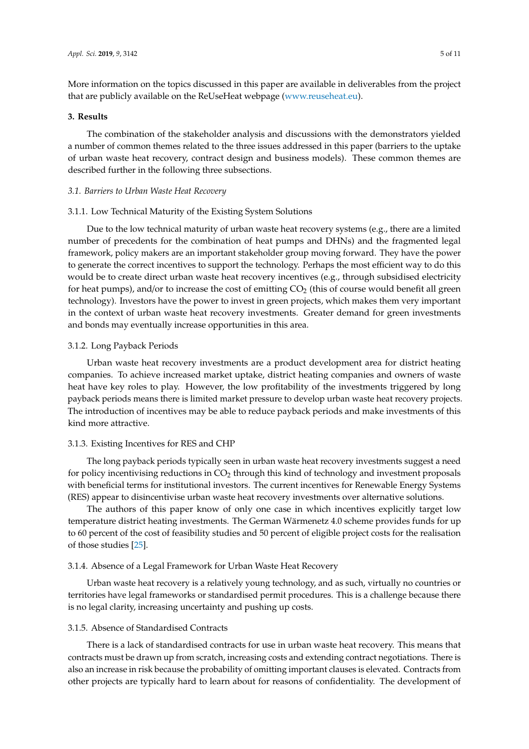More information on the topics discussed in this paper are available in deliverables from the project that are publicly available on the ReUseHeat webpage (www.reuseheat.eu).

## 3. Results

The combination of the stakeholder analysis and discussions with the demonstrators yielded a number of common themes related to the three issues addressed in this paper (barriers to the uptake of urban waste heat recovery, contract design and business models). These common themes are described further in the following three subsections.

### *3.1. Barriers to Urban Waste Heat Recovery*

#### 3.1.1. Low Technical Maturity of the Existing System Solutions

Due to the low technical maturity of urban waste heat recovery systems (e.g., there are a limited number of precedents for the combination of heat pumps and DHNs) and the fragmented legal framework, policy makers are an important stakeholder group moving forward. They have the power to generate the correct incentives to support the technology. Perhaps the most efficient way to do this would be to create direct urban waste heat recovery incentives (e.g., through subsidised electricity for heat pumps), and/or to increase the cost of emitting $CO_2$ (this of course would benefit all green technology). Investors have the power to invest in green projects, which makes them very important in the context of urban waste heat recovery investments. Greater demand for green investments and bonds may eventually increase opportunities in this area.

#### 3.1.2. Long Payback Periods

Urban waste heat recovery investments are a product development area for district heating companies. To achieve increased market uptake, district heating companies and owners of waste heat have key roles to play. However, the low profitability of the investments triggered by long payback periods means there is limited market pressure to develop urban waste heat recovery projects. The introduction of incentives may be able to reduce payback periods and make investments of this kind more attractive.

#### 3.1.3. Existing Incentives for RES and CHP

The long payback periods typically seen in urban waste heat recovery investments suggest a need for policy incentivising reductions in $CO_2$ through this kind of technology and investment proposals with beneficial terms for institutional investors. The current incentives for Renewable Energy Systems (RES) appear to disincentivise urban waste heat recovery investments over alternative solutions.

The authors of this paper know of only one case in which incentives explicitly target low temperature district heating investments. The German Wärmenetz 4.0 scheme provides funds for up to 60 percent of the cost of feasibility studies and 50 percent of eligible project costs for the realisation of those studies [25].

#### 3.1.4. Absence of a Legal Framework for Urban Waste Heat Recovery

Urban waste heat recovery is a relatively young technology, and as such, virtually no countries or territories have legal frameworks or standardised permit procedures. This is a challenge because there is no legal clarity, increasing uncertainty and pushing up costs.

#### 3.1.5. Absence of Standardised Contracts

There is a lack of standardised contracts for use in urban waste heat recovery. This means that contracts must be drawn up from scratch, increasing costs and extending contract negotiations. There is also an increase in risk because the probability of omitting important clauses is elevated. Contracts from other projects are typically hard to learn about for reasons of confidentiality. The development of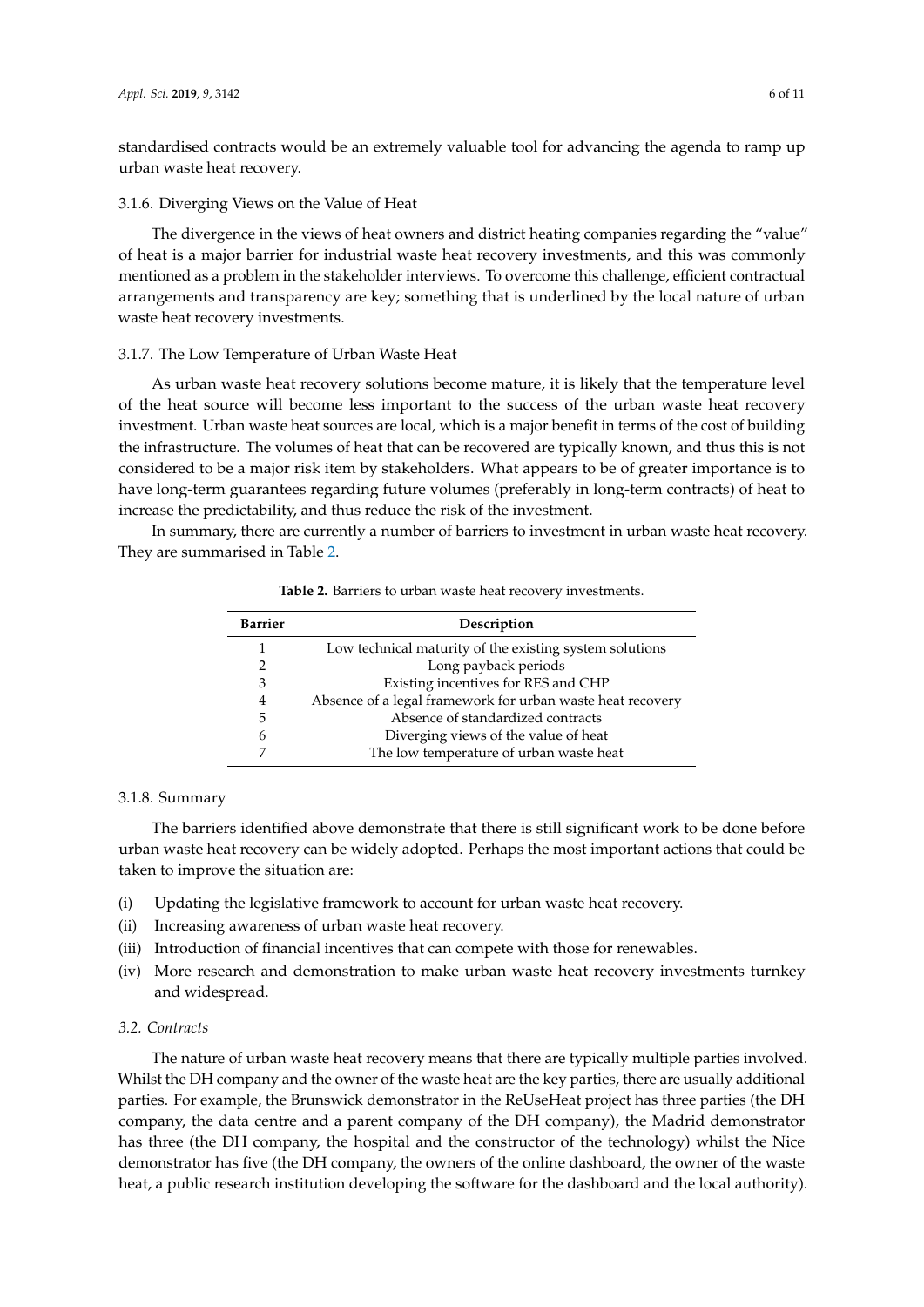standardised contracts would be an extremely valuable tool for advancing the agenda to ramp up urban waste heat recovery.

#### 3.1.6. Diverging Views on the Value of Heat

The divergence in the views of heat owners and district heating companies regarding the "value" of heat is a major barrier for industrial waste heat recovery investments, and this was commonly mentioned as a problem in the stakeholder interviews. To overcome this challenge, efficient contractual arrangements and transparency are key; something that is underlined by the local nature of urban waste heat recovery investments.

#### 3.1.7. The Low Temperature of Urban Waste Heat

As urban waste heat recovery solutions become mature, it is likely that the temperature level of the heat source will become less important to the success of the urban waste heat recovery investment. Urban waste heat sources are local, which is a major benefit in terms of the cost of building the infrastructure. The volumes of heat that can be recovered are typically known, and thus this is not considered to be a major risk item by stakeholders. What appears to be of greater importance is to have long-term guarantees regarding future volumes (preferably in long-term contracts) of heat to increase the predictability, and thus reduce the risk of the investment.

In summary, there are currently a number of barriers to investment in urban waste heat recovery. They are summarised in Table 2.

**Table 2.** Barriers to urban waste heat recovery investments.

| Barrier | Description |
|---|---|
| 1 | Low technical maturity of the existing system solutions |
| 2 | Long payback periods |
| 3 | Existing incentives for RES and CHP |
| 4 | Absence of a legal framework for urban waste heat recovery |
| 5 | Absence of standardized contracts |
| 6 | Diverging views of the value of heat |
| 7 | The low temperature of urban waste heat |

#### 3.1.8. Summary

The barriers identified above demonstrate that there is still significant work to be done before urban waste heat recovery can be widely adopted. Perhaps the most important actions that could be taken to improve the situation are:

(i) Updating the legislative framework to account for urban waste heat recovery.
(ii) Increasing awareness of urban waste heat recovery.
(iii) Introduction of financial incentives that can compete with those for renewables.
(iv) More research and demonstration to make urban waste heat recovery investments turnkey and widespread.

### *3.2. Contracts*

The nature of urban waste heat recovery means that there are typically multiple parties involved. Whilst the DH company and the owner of the waste heat are the key parties, there are usually additional parties. For example, the Brunswick demonstrator in the ReUseHeat project has three parties (the DH company, the data centre and a parent company of the DH company), the Madrid demonstrator has three (the DH company, the hospital and the constructor of the technology) whilst the Nice demonstrator has five (the DH company, the owners of the online dashboard, the owner of the waste heat, a public research institution developing the software for the dashboard and the local authority).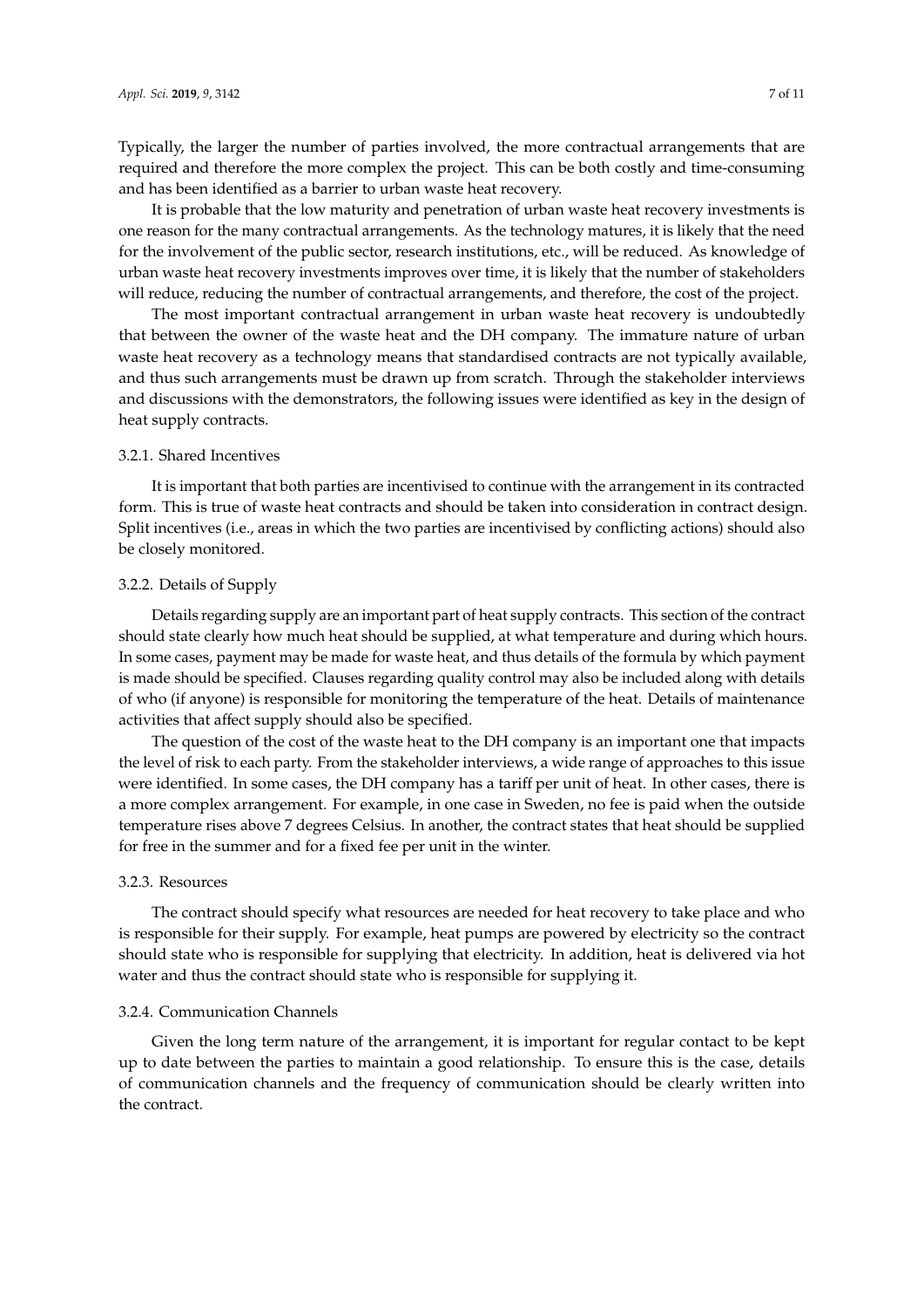Typically, the larger the number of parties involved, the more contractual arrangements that are required and therefore the more complex the project. This can be both costly and time-consuming and has been identified as a barrier to urban waste heat recovery.

It is probable that the low maturity and penetration of urban waste heat recovery investments is one reason for the many contractual arrangements. As the technology matures, it is likely that the need for the involvement of the public sector, research institutions, etc., will be reduced. As knowledge of urban waste heat recovery investments improves over time, it is likely that the number of stakeholders will reduce, reducing the number of contractual arrangements, and therefore, the cost of the project.

The most important contractual arrangement in urban waste heat recovery is undoubtedly that between the owner of the waste heat and the DH company. The immature nature of urban waste heat recovery as a technology means that standardised contracts are not typically available, and thus such arrangements must be drawn up from scratch. Through the stakeholder interviews and discussions with the demonstrators, the following issues were identified as key in the design of heat supply contracts.

#### 3.2.1. Shared Incentives

It is important that both parties are incentivised to continue with the arrangement in its contracted form. This is true of waste heat contracts and should be taken into consideration in contract design. Split incentives (i.e., areas in which the two parties are incentivised by conflicting actions) should also be closely monitored.

#### 3.2.2. Details of Supply

Details regarding supply are an important part of heat supply contracts. This section of the contract should state clearly how much heat should be supplied, at what temperature and during which hours. In some cases, payment may be made for waste heat, and thus details of the formula by which payment is made should be specified. Clauses regarding quality control may also be included along with details of who (if anyone) is responsible for monitoring the temperature of the heat. Details of maintenance activities that affect supply should also be specified.

The question of the cost of the waste heat to the DH company is an important one that impacts the level of risk to each party. From the stakeholder interviews, a wide range of approaches to this issue were identified. In some cases, the DH company has a tariff per unit of heat. In other cases, there is a more complex arrangement. For example, in one case in Sweden, no fee is paid when the outside temperature rises above 7 degrees Celsius. In another, the contract states that heat should be supplied for free in the summer and for a fixed fee per unit in the winter.

#### 3.2.3. Resources

The contract should specify what resources are needed for heat recovery to take place and who is responsible for their supply. For example, heat pumps are powered by electricity so the contract should state who is responsible for supplying that electricity. In addition, heat is delivered via hot water and thus the contract should state who is responsible for supplying it.

#### 3.2.4. Communication Channels

Given the long term nature of the arrangement, it is important for regular contact to be kept up to date between the parties to maintain a good relationship. To ensure this is the case, details of communication channels and the frequency of communication should be clearly written into the contract.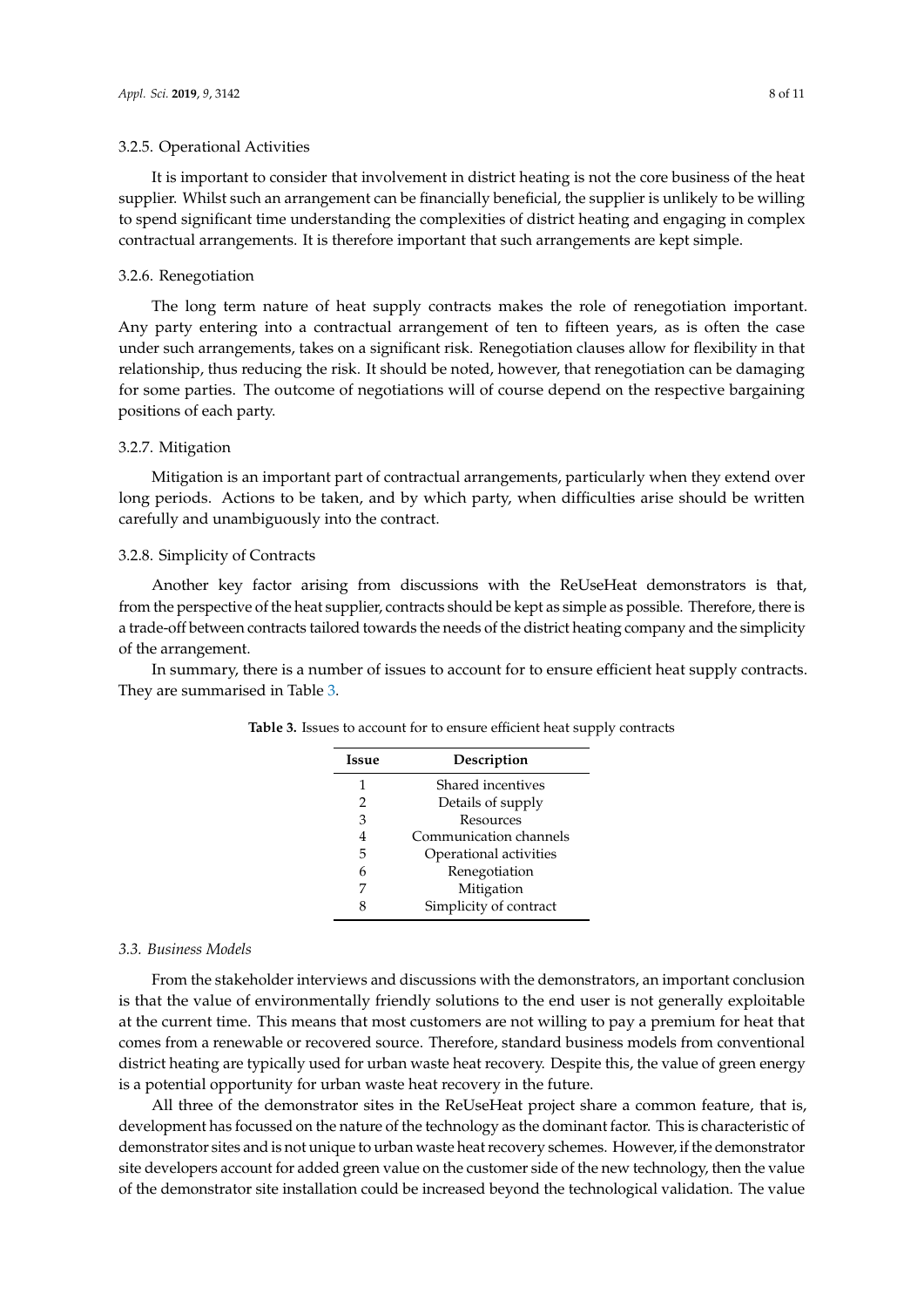#### 3.2.5. Operational Activities

It is important to consider that involvement in district heating is not the core business of the heat supplier. Whilst such an arrangement can be financially beneficial, the supplier is unlikely to be willing to spend significant time understanding the complexities of district heating and engaging in complex contractual arrangements. It is therefore important that such arrangements are kept simple.

#### 3.2.6. Renegotiation

The long term nature of heat supply contracts makes the role of renegotiation important. Any party entering into a contractual arrangement of ten to fifteen years, as is often the case under such arrangements, takes on a significant risk. Renegotiation clauses allow for flexibility in that relationship, thus reducing the risk. It should be noted, however, that renegotiation can be damaging for some parties. The outcome of negotiations will of course depend on the respective bargaining positions of each party.

#### 3.2.7. Mitigation

Mitigation is an important part of contractual arrangements, particularly when they extend over long periods. Actions to be taken, and by which party, when difficulties arise should be written carefully and unambiguously into the contract.

#### 3.2.8. Simplicity of Contracts

Another key factor arising from discussions with the ReUseHeat demonstrators is that, from the perspective of the heat supplier, contracts should be kept as simple as possible. Therefore, there is a trade-off between contracts tailored towards the needs of the district heating company and the simplicity of the arrangement.

In summary, there is a number of issues to account for to ensure efficient heat supply contracts. They are summarised in Table 3.

**Table 3.** Issues to account for to ensure efficient heat supply contracts

| Issue | Description |
|---|---|
| 1 | Shared incentives |
| 2 | Details of supply |
| 3 | Resources |
| 4 | Communication channels |
| 5 | Operational activities |
| 6 | Renegotiation |
| 7 | Mitigation |
| 8 | Simplicity of contract |

### *3.3. Business Models*

From the stakeholder interviews and discussions with the demonstrators, an important conclusion is that the value of environmentally friendly solutions to the end user is not generally exploitable at the current time. This means that most customers are not willing to pay a premium for heat that comes from a renewable or recovered source. Therefore, standard business models from conventional district heating are typically used for urban waste heat recovery. Despite this, the value of green energy is a potential opportunity for urban waste heat recovery in the future.

All three of the demonstrator sites in the ReUseHeat project share a common feature, that is, development has focussed on the nature of the technology as the dominant factor. This is characteristic of demonstrator sites and is not unique to urban waste heat recovery schemes. However, if the demonstrator site developers account for added green value on the customer side of the new technology, then the value of the demonstrator site installation could be increased beyond the technological validation. The value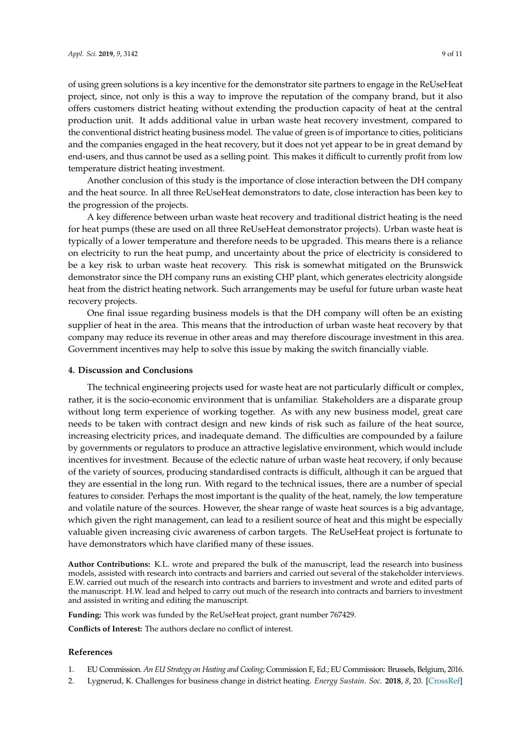of using green solutions is a key incentive for the demonstrator site partners to engage in the ReUseHeat project, since, not only is this a way to improve the reputation of the company brand, but it also offers customers district heating without extending the production capacity of heat at the central production unit. It adds additional value in urban waste heat recovery investment, compared to the conventional district heating business model. The value of green is of importance to cities, politicians and the companies engaged in the heat recovery, but it does not yet appear to be in great demand by end-users, and thus cannot be used as a selling point. This makes it difficult to currently profit from low temperature district heating investment.

Another conclusion of this study is the importance of close interaction between the DH company and the heat source. In all three ReUseHeat demonstrators to date, close interaction has been key to the progression of the projects.

A key difference between urban waste heat recovery and traditional district heating is the need for heat pumps (these are used on all three ReUseHeat demonstrator projects). Urban waste heat is typically of a lower temperature and therefore needs to be upgraded. This means there is a reliance on electricity to run the heat pump, and uncertainty about the price of electricity is considered to be a key risk to urban waste heat recovery. This risk is somewhat mitigated on the Brunswick demonstrator since the DH company runs an existing CHP plant, which generates electricity alongside heat from the district heating network. Such arrangements may be useful for future urban waste heat recovery projects.

One final issue regarding business models is that the DH company will often be an existing supplier of heat in the area. This means that the introduction of urban waste heat recovery by that company may reduce its revenue in other areas and may therefore discourage investment in this area. Government incentives may help to solve this issue by making the switch financially viable.

## 4. Discussion and Conclusions

The technical engineering projects used for waste heat are not particularly difficult or complex, rather, it is the socio-economic environment that is unfamiliar. Stakeholders are a disparate group without long term experience of working together. As with any new business model, great care needs to be taken with contract design and new kinds of risk such as failure of the heat source, increasing electricity prices, and inadequate demand. The difficulties are compounded by a failure by governments or regulators to produce an attractive legislative environment, which would include incentives for investment. Because of the eclectic nature of urban waste heat recovery, if only because of the variety of sources, producing standardised contracts is difficult, although it can be argued that they are essential in the long run. With regard to the technical issues, there are a number of special features to consider. Perhaps the most important is the quality of the heat, namely, the low temperature and volatile nature of the sources. However, the shear range of waste heat sources is a big advantage, which given the right management, can lead to a resilient source of heat and this might be especially valuable given increasing civic awareness of carbon targets. The ReUseHeat project is fortunate to have demonstrators which have clarified many of these issues.

**Author Contributions:** K.L. wrote and prepared the bulk of the manuscript, lead the research into business models, assisted with research into contracts and barriers and carried out several of the stakeholder interviews. E.W. carried out much of the research into contracts and barriers to investment and wrote and edited parts of the manuscript. H.W. lead and helped to carry out much of the research into contracts and barriers to investment and assisted in writing and editing the manuscript.

**Funding:** This work was funded by the ReUseHeat project, grant number 767429.

**Conflicts of Interest:** The authors declare no conflict of interest.

## References

1. EU Commission. *An EU Strategy on Heating and Cooling*; Commission E, Ed.; EU Commission: Brussels, Belgium, 2016.
2. Lygnerud, K. Challenges for business change in district heating. *Energy Sustain. Soc.* **2018**, *8*, 20. [CrossRef]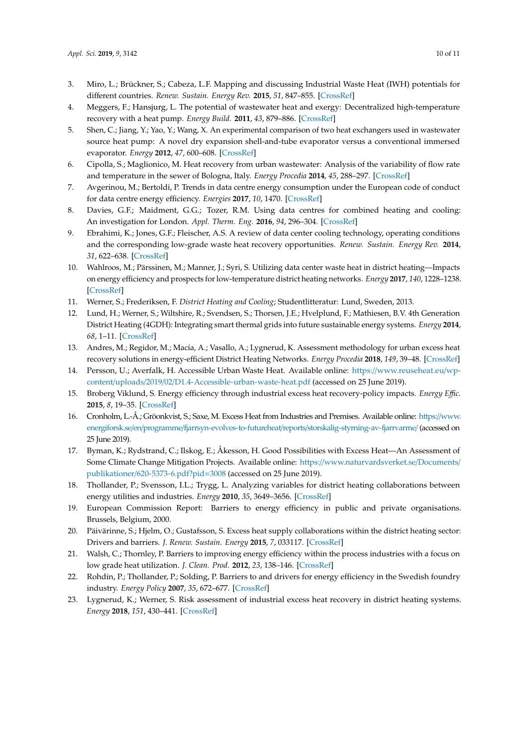3. Miro, L.; Brückner, S.; Cabeza, L.F. Mapping and discussing Industrial Waste Heat (IWH) potentials for different countries. *Renew. Sustain. Energy Rev.* **2015**, *51*, 847–855. [CrossRef]
4. Meggers, F.; Hansjurg, L. The potential of wastewater heat and exergy: Decentralized high-temperature recovery with a heat pump. *Energy Build.* **2011**, *43*, 879–886. [CrossRef]
5. Shen, C.; Jiang, Y.; Yao, Y.; Wang, X. An experimental comparison of two heat exchangers used in wastewater source heat pump: A novel dry expansion shell-and-tube evaporator versus a conventional immersed evaporator. *Energy* **2012**, *47*, 600–608. [CrossRef]
6. Cipolla, S.; Maglionico, M. Heat recovery from urban wastewater: Analysis of the variability of flow rate and temperature in the sewer of Bologna, Italy. *Energy Procedia* **2014**, *45*, 288–297. [CrossRef]
7. Avgerinou, M.; Bertoldi, P. Trends in data centre energy consumption under the European code of conduct for data centre energy efficiency. *Energies* **2017**, *10*, 1470. [CrossRef]
8. Davies, G.F.; Maidment, G.G.; Tozer, R.M. Using data centres for combined heating and cooling: An investigation for London. *Appl. Therm. Eng.* **2016**, *94*, 296–304. [CrossRef]
9. Ebrahimi, K.; Jones, G.F.; Fleischer, A.S. A review of data center cooling technology, operating conditions and the corresponding low-grade waste heat recovery opportunities. *Renew. Sustain. Energy Rev.* **2014**, *31*, 622–638. [CrossRef]
10. Wahlroos, M.; Pärssinen, M.; Manner, J.; Syri, S. Utilizing data center waste heat in district heating—Impacts on energy efficiency and prospects for low-temperature district heating networks. *Energy* **2017**, *140*, 1228–1238. [CrossRef]
11. Werner, S.; Frederiksen, F. *District Heating and Cooling*; Studentlitteratur: Lund, Sweden, 2013.
12. Lund, H.; Werner, S.; Wiltshire, R.; Svendsen, S.; Thorsen, J.E.; Hvelplund, F.; Mathiesen, B.V. 4th Generation District Heating (4GDH): Integrating smart thermal grids into future sustainable energy systems. *Energy* **2014**, *68*, 1–11. [CrossRef]
13. Andres, M.; Regidor, M.; Macía, A.; Vasallo, A.; Lygnerud, K. Assessment methodology for urban excess heat recovery solutions in energy-efficient District Heating Networks. *Energy Procedia* **2018**, *149*, 39–48. [CrossRef]
14. Persson, U.; Averfalk, H. Accessible Urban Waste Heat. Available online: https://www.reuseheat.eu/wp-content/uploads/2019/02/D1.4-Accessible-urban-waste-heat.pdf (accessed on 25 June 2019).
15. Broberg Viklund, S. Energy efficiency through industrial excess heat recovery-policy impacts. *Energy Effic.* **2015**, *8*, 19–35. [CrossRef]
16. Cronholm, L.-Å.; Gröonkvist, S.; Saxe, M. Excess Heat from Industries and Premises. Available online: https://www.energiforsk.se/en/programme/fjarrsyn-evolves-to-futureheat/reports/storskalig-styrning-av-fjarrvarme/ (accessed on 25 June 2019).
17. Byman, K.; Rydstrand, C.; Ilskog, E.; Åkesson, H. Good Possibilities with Excess Heat—An Assessment of Some Climate Change Mitigation Projects. Available online: https://www.naturvardsverket.se/Documents/publikationer/620-5373-6.pdf?pid=3008 (accessed on 25 June 2019).
18. Thollander, P.; Svensson, I.L.; Trygg, L. Analyzing variables for district heating collaborations between energy utilities and industries. *Energy* **2010**, *35*, 3649–3656. [CrossRef]
19. European Commission Report: Barriers to energy efficiency in public and private organisations. Brussels, Belgium, 2000.
20. Päivärinne, S.; Hjelm, O.; Gustafsson, S. Excess heat supply collaborations within the district heating sector: Drivers and barriers. *J. Renew. Sustain. Energy* **2015**, *7*, 033117. [CrossRef]
21. Walsh, C.; Thornley, P. Barriers to improving energy efficiency within the process industries with a focus on low grade heat utilization. *J. Clean. Prod.* **2012**, *23*, 138–146. [CrossRef]
22. Rohdin, P.; Thollander, P.; Solding, P. Barriers to and drivers for energy efficiency in the Swedish foundry industry. *Energy Policy* **2007**, *35*, 672–677. [CrossRef]
23. Lygnerud, K.; Werner, S. Risk assessment of industrial excess heat recovery in district heating systems. *Energy* **2018**, *151*, 430–441. [CrossRef]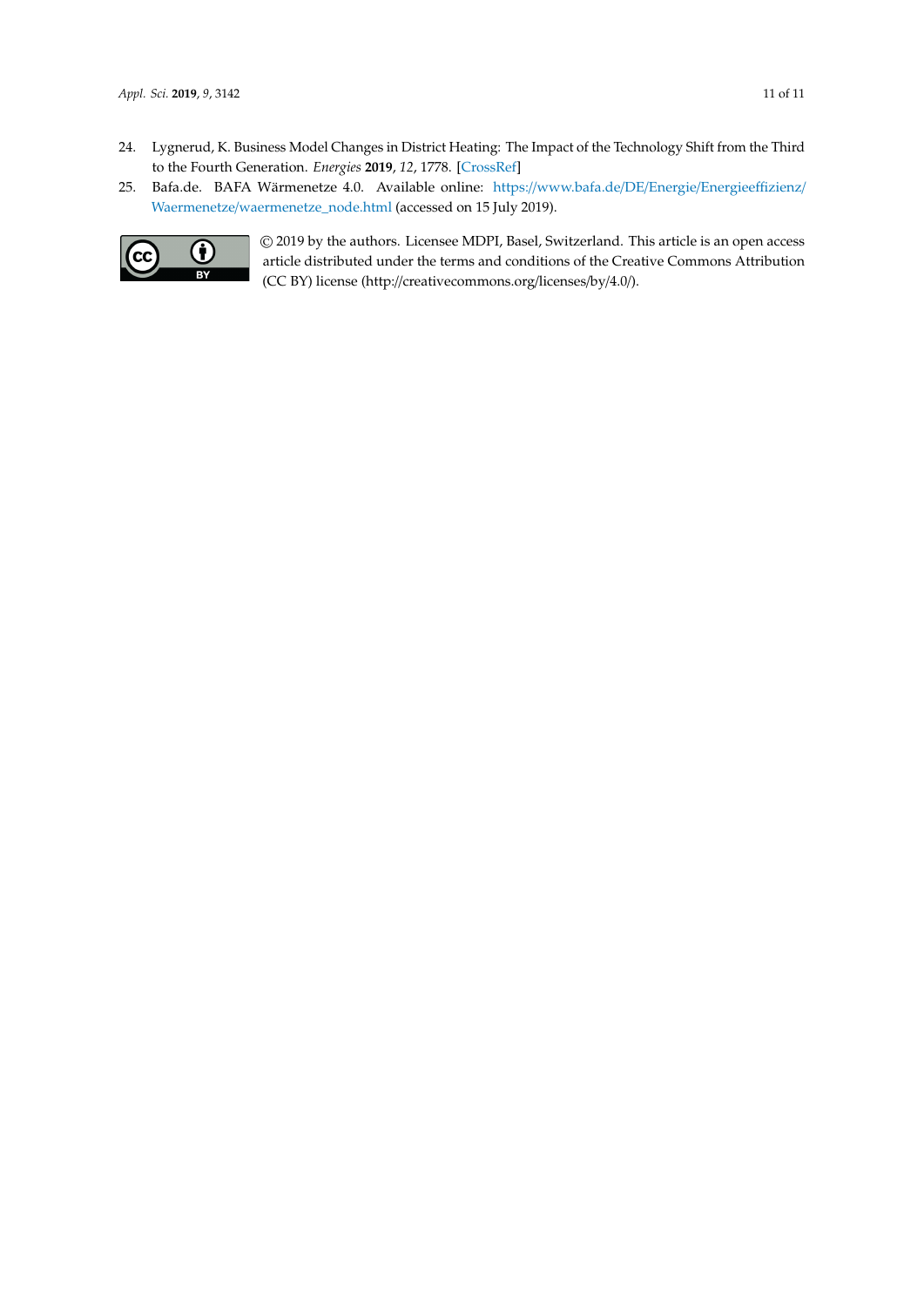24. Lygnerud, K. Business Model Changes in District Heating: The Impact of the Technology Shift from the Third to the Fourth Generation. *Energies* **2019**, *12*, 1778. [CrossRef]
25. Bafa.de. BAFA Wärmenetze 4.0. Available online: https://www.bafa.de/DE/Energie/Energieeffizienz/Waermenetze/waermenetze_node.html (accessed on 15 July 2019).

© 2019 by the authors. Licensee MDPI, Basel, Switzerland. This article is an open access article distributed under the terms and conditions of the Creative Commons Attribution (CC BY) license (http://creativecommons.org/licenses/by/4.0/).